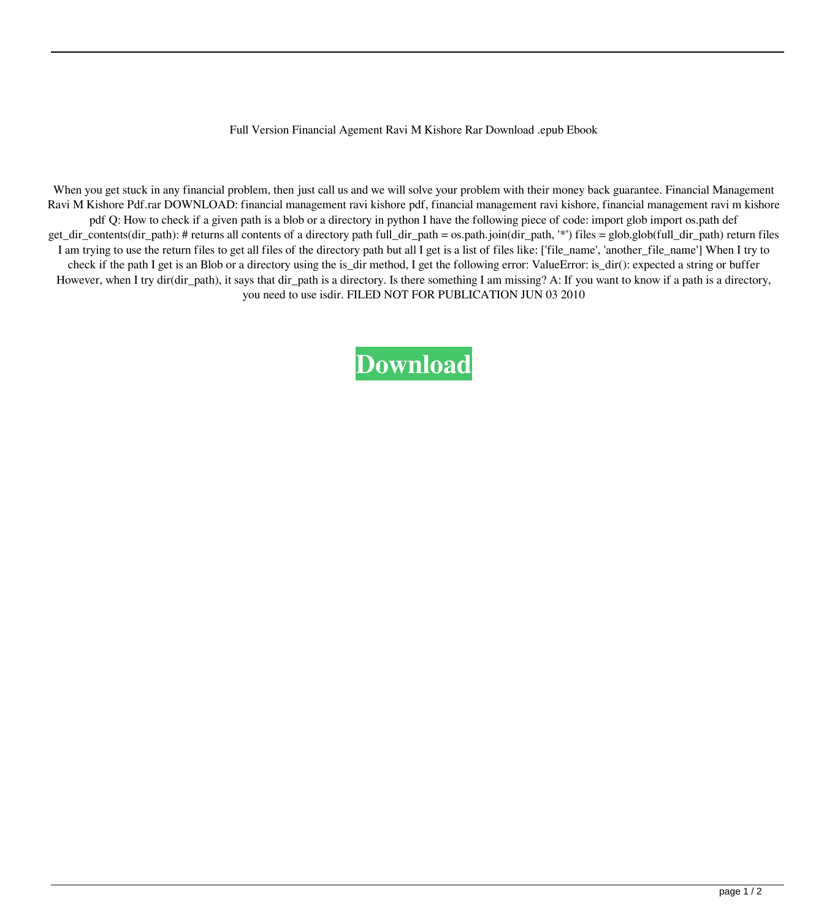Full Version Financial Agement Ravi M Kishore Rar Download .epub Ebook

When you get stuck in any financial problem, then just call us and we will solve your problem with their money back guarantee. Financial Management Ravi M Kishore Pdf.rar DOWNLOAD: financial management ravi kishore pdf, financial management ravi kishore, financial management ravi m kishore pdf Q: How to check if a given path is a blob or a directory in python I have the following piece of code: import glob import os.path def get_dir_contents(dir_path): # returns all contents of a directory path full_dir_path = os.path.join(dir_path, '*') files = glob.glob(full_dir_path) return files I am trying to use the return files to get all files of the directory path but all I get is a list of files like: ['file_name', 'another_file_name'] When I try to check if the path I get is an Blob or a directory using the is_dir method, I get the following error: ValueError: is_dir(): expected a string or buffer However, when I try dir(dir_path), it says that dir_path is a directory. Is there something I am missing? A: If you want to know if a path is a directory, you need to use isdir. FILED NOT FOR PUBLICATION JUN 03 2010

**Download**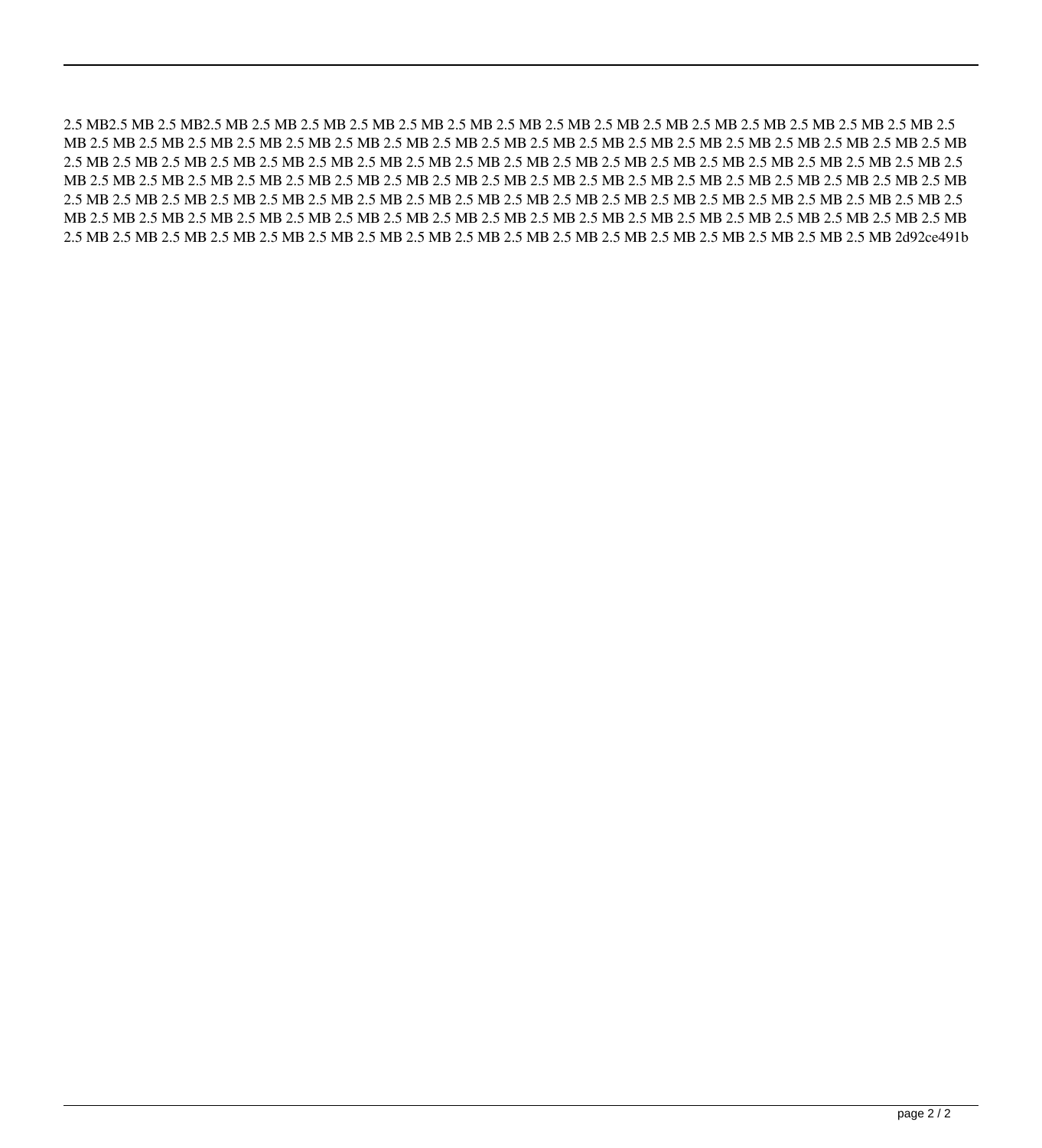2.5 MB2.5 MB 2.5 MB2.5 MB 2.5 MB 2.5 MB 2.5 MB 2.5 MB 2.5 MB 2.5 MB 2.5 MB 2.5 MB 2.5 MB 2.5 MB 2.5 MB 2.5 MB 2.5 MB 2.5 MB 2.5 MB 2.5 MB 2.5 MB 2.5 MB 2.5 MB 2.5 MB 2.5 MB 2.5 MB 2.5 MB 2.5 MB 2.5 MB 2.5 MB 2.5 MB 2.5 MB 2.5 MB 2.5 MB 2.5 MB 2.5 MB 2.5 MB 2.5 MB 2.5 MB 2.5 MB 2.5 MB 2.5 MB 2.5 MB 2.5 MB 2.5 MB 2.5 MB 2.5 MB 2.5 MB 2.5 MB 2.5 MB 2.5 MB 2.5 MB 2.5 MB 2.5 MB 2.5 MB 2.5 MB 2.5 MB 2.5 MB 2.5 MB 2.5 MB 2.5 MB 2.5 MB 2.5 MB 2.5 MB 2.5 MB 2.5 MB 2.5 MB 2.5 MB 2.5 MB 2.5 MB 2.5 MB 2.5 MB 2.5 MB 2.5 MB 2.5 MB 2.5 MB 2.5 MB 2.5 MB 2.5 MB 2.5 MB 2.5 MB 2.5 MB 2.5 MB 2.5 MB 2.5 MB 2.5 MB 2.5 MB 2.5 MB 2.5 MB 2.5 MB 2.5 MB 2.5 MB 2.5 MB 2.5 MB 2.5 MB 2.5 MB 2.5 MB 2.5 MB 2.5 MB 2.5 MB 2.5 MB 2.5 MB 2.5 MB 2.5 MB 2.5 MB 2.5 MB 2.5 MB 2.5 MB 2.5 MB 2.5 MB 2.5 MB 2.5 MB 2.5 MB 2.5 MB 2.5 MB 2.5 MB 2.5 MB 2.5 MB 2.5 MB 2.5 MB 2.5 MB 2.5 MB 2.5 MB 2.5 MB 2.5 MB 2.5 MB 2.5 MB 2.5 MB 2.5 MB 2.5 MB 2.5 MB 2.5 MB 2.5 MB 2.5 MB 2.5 MB 2.5 MB 2.5 MB 2.5 MB 2.5 MB 2.5 MB 2.5 MB 2.5 MB 2.5 MB 2.5 MB 2.5 MB 2.5 MB 2.5 MB 2.5 MB 2.5 MB 2.5 MB 2.5 MB 2.5 MB 2.5 MB 2d92ce491b